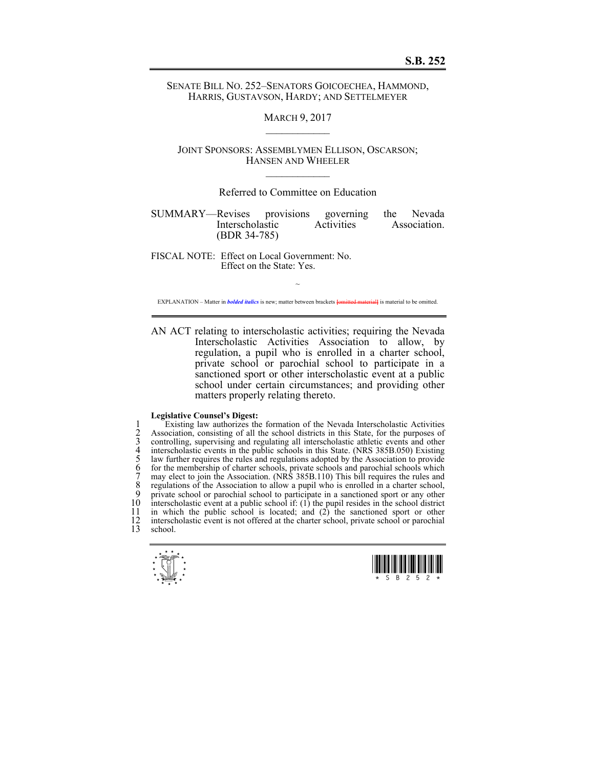# S.B. 252

SENATE BILL NO. 252–SENATORS GOICOECHEA, HAMMOND, HARRIS, GUSTAVSON, HARDY; AND SETTELMEYER

MARCH 9, 2017

JOINT SPONSORS: ASSEMBLYMEN ELLISON, OSCARSON; HANSEN AND WHEELER

Referred to Committee on Education

SUMMARY—Revises provisions governing the Nevada Interscholastic Activities Association. (BDR 34-785)

FISCAL NOTE: Effect on Local Government: No.
Effect on the State: Yes.

~

EXPLANATION – Matter in ***bolded italics*** is new; matter between brackets [omitted material] is material to be omitted.

AN ACT relating to interscholastic activities; requiring the Nevada Interscholastic Activities Association to allow, by regulation, a pupil who is enrolled in a charter school, private school or parochial school to participate in a sanctioned sport or other interscholastic event at a public school under certain circumstances; and providing other matters properly relating thereto.

**Legislative Counsel's Digest:**

1 Existing law authorizes the formation of the Nevada Interscholastic Activities
2 Association, consisting of all the school districts in this State, for the purposes of
3 controlling, supervising and regulating all interscholastic athletic events and other
4 interscholastic events in the public schools in this State. (NRS 385B.050) Existing
5 law further requires the rules and regulations adopted by the Association to provide
6 for the membership of charter schools, private schools and parochial schools which
7 may elect to join the Association. (NRS 385B.110) This bill requires the rules and
8 regulations of the Association to allow a pupil who is enrolled in a charter school,
9 private school or parochial school to participate in a sanctioned sport or any other
10 interscholastic event at a public school if: (1) the pupil resides in the school district
11 in which the public school is located; and (2) the sanctioned sport or other
12 interscholastic event is not offered at the charter school, private school or parochial
13 school.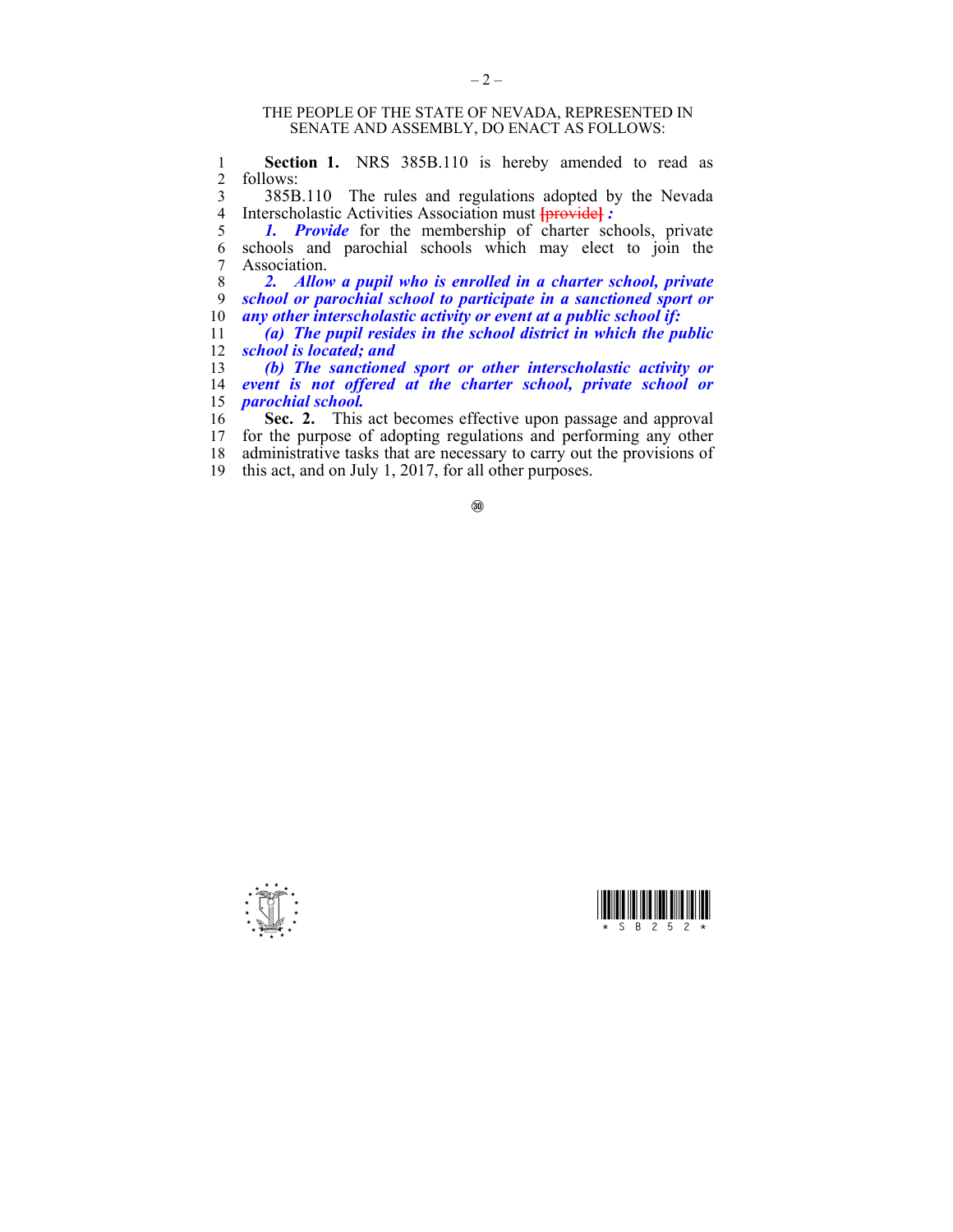THE PEOPLE OF THE STATE OF NEVADA, REPRESENTED IN SENATE AND ASSEMBLY, DO ENACT AS FOLLOWS:

**Section 1.** NRS 385B.110 is hereby amended to read as follows:

385B.110 The rules and regulations adopted by the Nevada Interscholastic Activities Association must [provide] ***:***

***1. Provide*** for the membership of charter schools, private schools and parochial schools which may elect to join the Association.

***2. Allow a pupil who is enrolled in a charter school, private school or parochial school to participate in a sanctioned sport or any other interscholastic activity or event at a public school if:***

***(a) The pupil resides in the school district in which the public school is located; and***

***(b) The sanctioned sport or other interscholastic activity or event is not offered at the charter school, private school or parochial school.***

**Sec. 2.** This act becomes effective upon passage and approval for the purpose of adopting regulations and performing any other administrative tasks that are necessary to carry out the provisions of this act, and on July 1, 2017, for all other purposes.

⑳

\* S B 2 5 2 \*